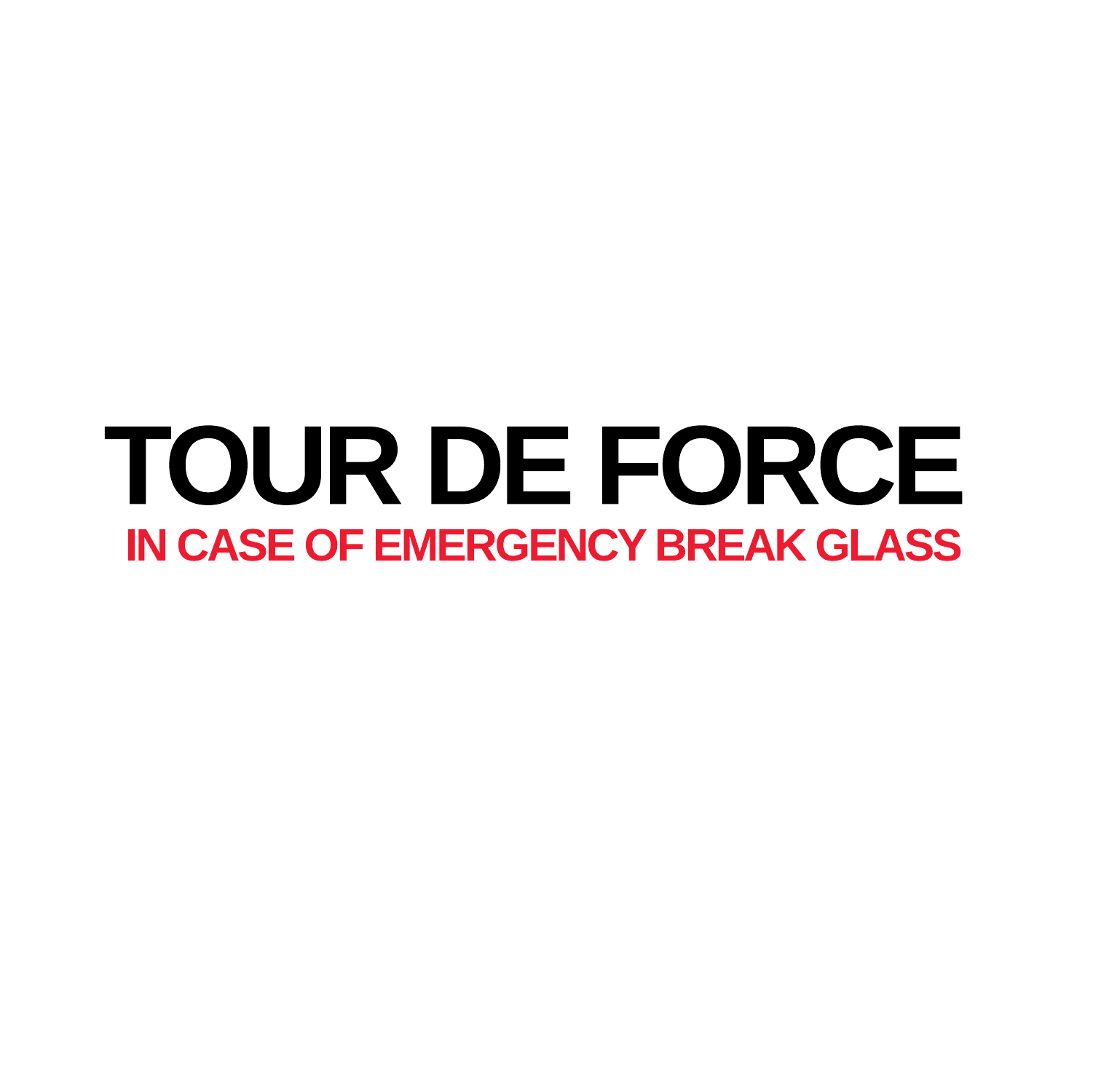# TOUR DE FORCE

## IN CASE OF EMERGENCY BREAK GLASS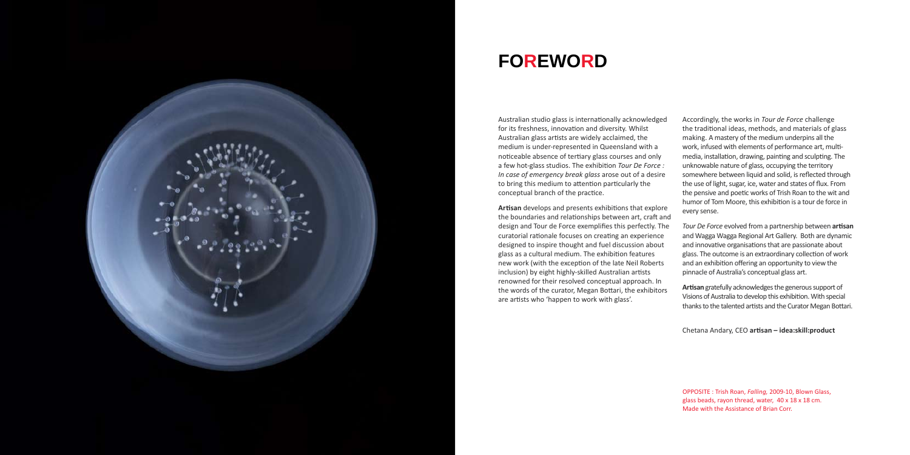# FOREWORD

Australian studio glass is internationally acknowledged for its freshness, innovation and diversity. Whilst Australian glass artists are widely acclaimed, the medium is under-represented in Queensland with a noticeable absence of tertiary glass courses and only a few hot-glass studios. The exhibition *Tour De Force : In case of emergency break glass* arose out of a desire to bring this medium to attention particularly the conceptual branch of the practice.

**Artisan** develops and presents exhibitions that explore the boundaries and relationships between art, craft and design and Tour de Force exemplifies this perfectly. The curatorial rationale focuses on creating an experience designed to inspire thought and fuel discussion about glass as a cultural medium. The exhibition features new work (with the exception of the late Neil Roberts inclusion) by eight highly-skilled Australian artists renowned for their resolved conceptual approach. In the words of the curator, Megan Bottari, the exhibitors are artists who 'happen to work with glass'.

Accordingly, the works in *Tour de Force* challenge the traditional ideas, methods, and materials of glass making. A mastery of the medium underpins all the work, infused with elements of performance art, multi-media, installation, drawing, painting and sculpting. The unknowable nature of glass, occupying the territory somewhere between liquid and solid, is reflected through the use of light, sugar, ice, water and states of flux. From the pensive and poetic works of Trish Roan to the wit and humor of Tom Moore, this exhibition is a tour de force in every sense.

*Tour De Force* evolved from a partnership between **artisan** and Wagga Wagga Regional Art Gallery. Both are dynamic and innovative organisations that are passionate about glass. The outcome is an extraordinary collection of work and an exhibition offering an opportunity to view the pinnacle of Australia's conceptual glass art.

**Artisan** gratefully acknowledges the generous support of Visions of Australia to develop this exhibition. With special thanks to the talented artists and the Curator Megan Bottari.

Chetana Andary, CEO **artisan – idea:skill:product**

OPPOSITE : Trish Roan, *Falling,* 2009-10, Blown Glass, glass beads, rayon thread, water, 40 x 18 x 18 cm. Made with the Assistance of Brian Corr.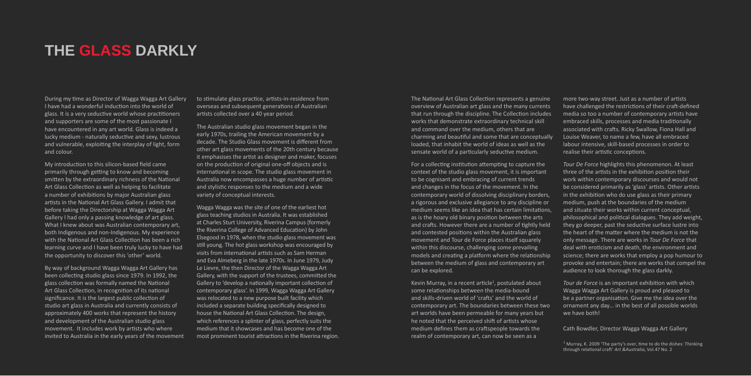# THE GLASS DARKLY

During my time as Director of Wagga Wagga Art Gallery I have had a wonderful induction into the world of glass. It is a very seductive world whose practitioners and supporters are some of the most passionate I have encountered in any art world. Glass is indeed a lucky medium - naturally seductive and sexy, lustrous and vulnerable, exploiting the interplay of light, form and colour.

My introduction to this silicon-based field came primarily through getting to know and becoming smitten by the extraordinary richness of the National Art Glass Collection as well as helping to facilitate a number of exhibitions by major Australian glass artists in the National Art Glass Gallery. I admit that before taking the Directorship at Wagga Wagga Art Gallery I had only a passing knowledge of art glass. What I knew about was Australian contemporary art, both Indigenous and non-Indigenous. My experience with the National Art Glass Collection has been a rich learning curve and I have been truly lucky to have had the opportunity to discover this 'other' world.

By way of background Wagga Wagga Art Gallery has been collecting studio glass since 1979. In 1992, the glass collection was formally named the National Art Glass Collection, in recognition of its national significance. It is the largest public collection of studio art glass in Australia and currently consists of approximately 400 works that represent the history and development of the Australian studio glass movement. It includes work by artists who where invited to Australia in the early years of the movement to stimulate glass practice, artists-in-residence from overseas and subsequent generations of Australian artists collected over a 40 year period.

The Australian studio glass movement began in the early 1970s, trailing the American movement by a decade. The Studio Glass movement is different from other art glass movements of the 20th century because it emphasises the artist as designer and maker, focuses on the production of original one-off objects and is international in scope. The studio glass movement in Australia now encompasses a huge number of artistic and stylistic responses to the medium and a wide variety of conceptual interests.

Wagga Wagga was the site of one of the earliest hot glass teaching studios in Australia. It was established at Charles Sturt University, Riverina Campus (formerly the Riverina College of Advanced Education) by John Elsegood in 1978, when the studio glass movement was still young. The hot glass workshop was encouraged by visits from international artists such as Sam Herman and Eva Almeberg in the late 1970s. In June 1979, Judy Le Lievre, the then Director of the Wagga Wagga Art Gallery, with the support of the trustees, committed the Gallery to 'develop a nationally important collection of contemporary glass'. In 1999, Wagga Wagga Art Gallery was relocated to a new purpose built facility which included a separate building specifically designed to house the National Art Glass Collection. The design, which references a splinter of glass, perfectly suits the medium that it showcases and has become one of the most prominent tourist attractions in the Riverina region.

The National Art Glass Collection represents a genuine overview of Australian art glass and the many currents that run through the discipline. The Collection includes works that demonstrate extraordinary technical skill and command over the medium, others that are charming and beautiful and some that are conceptually loaded, that inhabit the world of ideas as well as the sensate world of a particularly seductive medium.

For a collecting institution attempting to capture the context of the studio glass movement, it is important to be cognisant and embracing of current trends and changes in the focus of the movement. In the contemporary world of dissolving disciplinary borders, a rigorous and exclusive allegiance to any discipline or medium seems like an idea that has certain limitations, as is the hoary old binary position between the arts and crafts. However there are a number of tightly held and contested positions within the Australian glass movement and Tour de Force places itself squarely within this discourse, challenging some prevailing models and creating a platform where the relationship between the medium of glass and contemporary art can be explored.

Kevin Murray, in a recent article[1], postulated about some relationships between the media-bound and skills-driven world of 'crafts' and the world of contemporary art. The boundaries between these two art worlds have been permeable for many years but he noted that the perceived shift of artists whose medium defines them as craftspeople towards the realm of contemporary art, can now be seen as a more two-way street. Just as a number of artists have challenged the restrictions of their craft-defined media so too a number of contemporary artists have embraced skills, processes and media traditionally associated with crafts. Ricky Swallow, Fiona Hall and Louise Weaver, to name a few, have all embraced labour intensive, skill-based processes in order to realise their artistic conceptions.

*Tour De Force* highlights this phenomenon. At least three of the artists in the exhibition position their work within contemporary discourses and would not be considered primarily as 'glass' artists. Other artists in the exhibition who do use glass as their primary medium, push at the boundaries of the medium and situate their works within current conceptual, philosophical and political dialogues. They add weight, they go deeper, past the seductive surface lustre into the heart of the matter where the medium is not the only message. There are works in *Tour De Force* that deal with eroticism and death, the environment and science; there are works that employ a pop humour to provoke and entertain; there are works that compel the audience to look thorough the glass darkly.

*Tour de Force* is an important exhibition with which Wagga Wagga Art Gallery is proud and pleased to be a partner organisation. Give me the idea over the ornament any day... in the best of all possible worlds we have both!

Cath Bowdler, Director Wagga Wagga Art Gallery

[1] Murray, K. 2009 'The party's over, time to do the dishes: Thinking through relational craft' *Art &Australia*, Vol.47 No. 2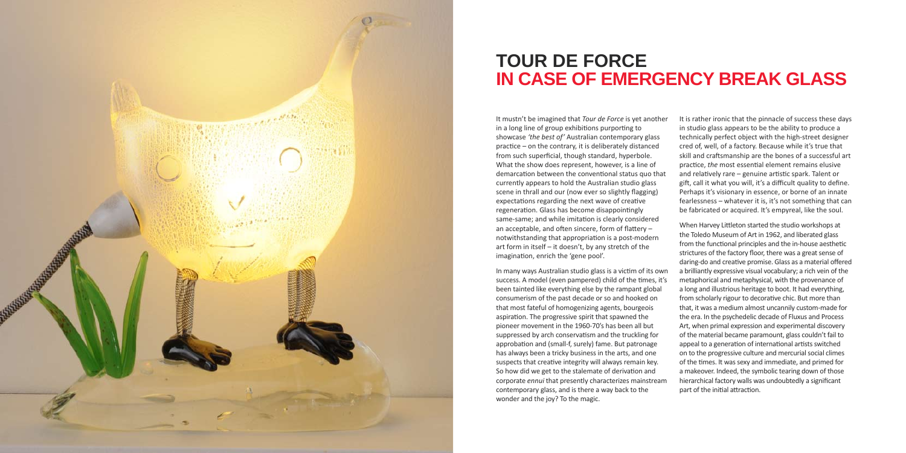# TOUR DE FORCE
# IN CASE OF EMERGENCY BREAK GLASS

It mustn't be imagined that *Tour de Force* is yet another in a long line of group exhibitions purporting to showcase *'the best of'* Australian contemporary glass practice – on the contrary, it is deliberately distanced from such superficial, though standard, hyperbole. What the show does represent, however, is a line of demarcation between the conventional status quo that currently appears to hold the Australian studio glass scene in thrall and our (now ever so slightly flagging) expectations regarding the next wave of creative regeneration. Glass has become disappointingly same-same; and while imitation is clearly considered an acceptable, and often sincere, form of flattery – notwithstanding that appropriation is a post-modern art form in itself – it doesn't, by any stretch of the imagination, enrich the 'gene pool'.

In many ways Australian studio glass is a victim of its own success. A model (even pampered) child of the times, it's been tainted like everything else by the rampant global consumerism of the past decade or so and hooked on that most fateful of homogenizing agents, bourgeois aspiration. The progressive spirit that spawned the pioneer movement in the 1960-70's has been all but suppressed by arch conservatism and the truckling for approbation and (small-f, surely) fame. But patronage has always been a tricky business in the arts, and one suspects that creative integrity will always remain key. So how did we get to the stalemate of derivation and corporate *ennui* that presently characterizes mainstream contemporary glass, and is there a way back to the wonder and the joy? To the magic.

It is rather ironic that the pinnacle of success these days in studio glass appears to be the ability to produce a technically perfect object with the high-street designer cred of, well, of a factory. Because while it's true that skill and craftsmanship are the bones of a successful art practice, *the* most essential element remains elusive and relatively rare – genuine artistic spark. Talent or gift, call it what you will, it's a difficult quality to define. Perhaps it's visionary in essence, or borne of an innate fearlessness – whatever it is, it's not something that can be fabricated or acquired. It's empyreal, like the soul.

When Harvey Littleton started the studio workshops at the Toledo Museum of Art in 1962, and liberated glass from the functional principles and the in-house aesthetic strictures of the factory floor, there was a great sense of daring-do and creative promise. Glass as a material offered a brilliantly expressive visual vocabulary; a rich vein of the metaphorical and metaphysical, with the provenance of a long and illustrious heritage to boot. It had everything, from scholarly rigour to decorative chic. But more than that, it was a medium almost uncannily custom-made for the era. In the psychedelic decade of Fluxus and Process Art, when primal expression and experimental discovery of the material became paramount, glass couldn't fail to appeal to a generation of international artists switched on to the progressive culture and mercurial social climes of the times. It was sexy and immediate, and primed for a makeover. Indeed, the symbolic tearing down of those hierarchical factory walls was undoubtedly a significant part of the initial attraction.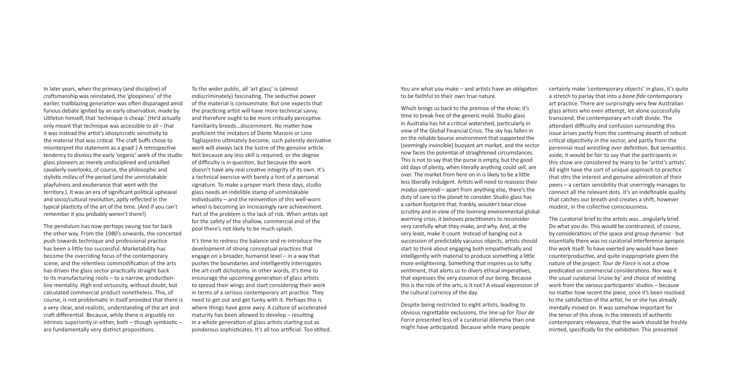In later years, when the primacy (and discipline) of craftsmanship was reinstated, the 'gloopiness' of the earlier, trailblazing generation was often disparaged amid furious debate ignited by an early observation, made by Littleton himself, that 'technique is cheap.' (He'd actually only meant that technique was accessible to all – that it was instead the artist's idiosyncratic sensitivity to the material that was critical. The craft buffs chose to misinterpret the statement as a goad[i].) A retrospective tendency to dismiss the early 'organic' work of the studio glass pioneers as merely undisciplined and unskilled cavalierly overlooks, of course, the philosophic and stylistic *milieu* of the period (and the unmistakable playfulness and exuberance that went with the territory.). It was an era of significant political upheaval and socio/cultural revolution, aptly reflected in the typical plasticity of the art of the time. (And if you can't remember it you probably weren't there!)

The pendulum has now perhaps swung too far back the other way. From the 1980's onwards, the concerted push towards technique and professional practice has been a little too successful. Marketability has become the overriding focus of the contemporary scene, and the relentless commodification of the arts has driven the glass sector practically straight back to its manufacturing roots – to a narrow, production-line mentality. High end virtuosity, without doubt, but calculated commercial product nonetheless. This, of course, is not problematic in itself provided that there is a very clear, and realistic, understanding of the art and craft differential. Because, while there is arguably no intrinsic superiority in either, both – though symbiotic – are fundamentally very distinct propositions.

To the wider public, all 'art glass' is (almost indiscriminately) fascinating. The seductive power of the material is consummate. But one expects that the practicing artist will have more technical savvy, and therefore ought to be more critically perceptive. Familiarity breeds…discernment. No matter how proficient the imitators of Dante Marioni or Lino Tagliapietro ultimately become, such patently derivative work will always lack the lustre of the genuine article. Not because any less skill is required, or the degree of difficulty is in question, but because the work doesn't have any real creative integrity of its own. It's a technical exercise with barely a hint of a personal signature. To make a proper mark these days, studio glass needs an indelible stamp of unmistakable individuality – and the reinvention of this well-worn wheel is becoming an increasingly rare achievement. Part of the problem is the lack of risk. When artists opt for the safety of the shallow, commercial end of the pool there's not likely to be much splash.

It's time to redress the balance and re-introduce the development of strong conceptual practices that engage on a broader, humanist level – in a way that pushes the boundaries and intelligently interrogates the art-craft dichotomy. In other words, it's time to encourage the upcoming generation of glass artists to spread their wings and start considering their work in terms of a serious contemporary art practice. They need to get out and get funky with it. Perhaps this is where things have gone awry. A culture of accelerated maturity has been allowed to develop – resulting in a whole generation of glass artists starting out as ponderous sophisticates. It's all too artificial. Too stilted.

You are what you make – and artists have an obligation to be faithful to their own true nature.

Which brings us back to the premise of the show; it's time to break free of the generic mold. Studio glass in Australia has hit a critical watershed, particularly in view of the Global Financial Crisis. The sky has fallen in on the reliable bourse environment that supported the (seemingly invincible) buoyant art market, and the sector now faces the potential of straightened circumstances. This is not to say that the purse is empty, but the good old days of plenty, when literally anything could sell, are over. The market from here on in is likely to be a little less liberally indulgent. Artists will need to reassess their *modus operandi* – apart from anything else, there's the duty of care to the planet to consider. Studio glass has a carbon footprint that, frankly, wouldn't bear close scrutiny and in view of the looming environmental-global warming crisis, it behoves practitioners to reconsider very carefully what they make, and why. And, at the very least, make it count. Instead of banging out a succession of predictably vacuous objects, artists should start to think about engaging both empathetically and intelligently with material to produce something a little more enlightening. Something that inspires us to lofty sentiment, that alerts us to divers ethical imperatives, that expresses the very essence of our being. Because *this* is the role of the arts, is it not? A visual expression of the cultural currency of the day.

Despite being restricted to eight artists, leading to obvious regrettable exclusions, the line up for *Tour de Force* presented less of a curatorial dilemma than one might have anticipated. Because while many people certainly make 'contemporary objects' in glass, it's quite a stretch to parlay that into a *bone fide* contemporary art practice. There are surprisingly very few Australian glass artists who even attempt, let alone successfully transcend, the contemporary art-craft divide. The attendant difficulty and confusion surrounding this issue arises partly from the continuing dearth of robust critical objectivity in the sector, and partly from the perennial mud wrestling over definition. But semantics aside, it would be fair to say that the participants in this show are considered by many to be 'artist's artists'. All eight have the sort of unique approach to practice that stirs the interest and genuine admiration of their peers – a certain sensibility that unerringly manages to connect all the relevant dots. It's an indefinable quality that catches our breath and creates a shift, however modest, in the collective consciousness.

The curatorial brief to the artists was…singularly brief. Do what you do. This would be constrained, of course, by considerations of the space and group dynamic - but essentially there was no curatorial interference apropos the work itself. To have exerted any would have been counterproductive, and quite inappropriate given the nature of the project. *Tour de Force* is not a show predicated on commercial considerations. Nor was it the usual curatorial 'cruise by' and choice of existing work from the various participants' studios – because no matter how recent the piece, once it's been resolved to the satisfaction of the artist, he or she has already mentally moved on. It was somehow important for the tenor of this show, in the interests of authentic contemporary relevance, that the work should be freshly minted, specifically for the exhibition. This presented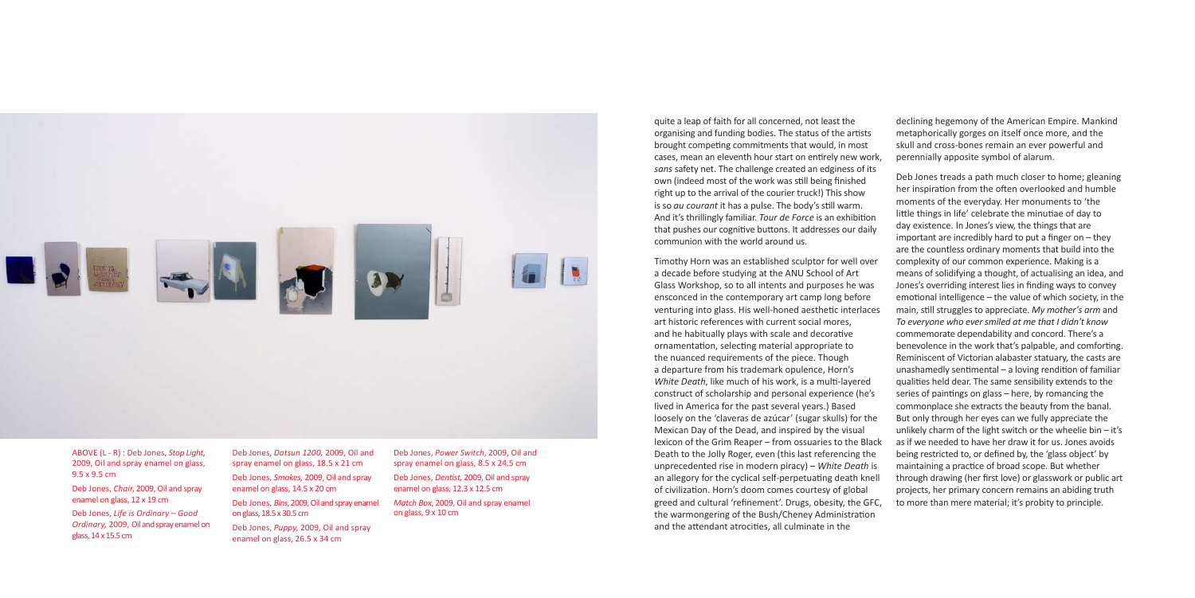ABOVE (L - R) : Deb Jones, *Stop Light,* 2009, Oil and spray enamel on glass, 9.5 x 9.5 cm

Deb Jones, *Chair,* 2009, Oil and spray enamel on glass, 12 x 19 cm

Deb Jones, *Life is Ordinary – Good Ordinary,* 2009, Oil and spray enamel on glass, 14 x 15.5 cm

Deb Jones, *Datsun 1200,* 2009, Oil and spray enamel on glass, 18.5 x 21 cm

Deb Jones, *Smokes,* 2009, Oil and spray enamel on glass, 14.5 x 20 cm

Deb Jones, *Bins,* 2009, Oil and spray enamel on glass, 18.5 x 30.5 cm

Deb Jones, *Puppy,* 2009, Oil and spray enamel on glass, 26.5 x 34 cm

Deb Jones, *Power Switch*, 2009, Oil and spray enamel on glass, 8.5 x 24.5 cm

Deb Jones, *Dentist,* 2009, Oil and spray enamel on glass, 12.3 x 12.5 cm

*Match Box,* 2009, Oil and spray enamel on glass, 9 x 10 cm

quite a leap of faith for all concerned, not least the organising and funding bodies. The status of the artists brought competing commitments that would, in most cases, mean an eleventh hour start on entirely new work, *sans* safety net. The challenge created an edginess of its own (indeed most of the work was still being finished right up to the arrival of the courier truck!) This show is so *au courant* it has a pulse. The body's still warm. And it's thrillingly familiar. *Tour de Force* is an exhibition that pushes our cognitive buttons. It addresses our daily communion with the world around us.

Timothy Horn was an established sculptor for well over a decade before studying at the ANU School of Art Glass Workshop, so to all intents and purposes he was ensconced in the contemporary art camp long before venturing into glass. His well-honed aesthetic interlaces art historic references with current social mores, and he habitually plays with scale and decorative ornamentation, selecting material appropriate to the nuanced requirements of the piece. Though a departure from his trademark opulence, Horn's *White Death*, like much of his work, is a multi-layered construct of scholarship and personal experience (he's lived in America for the past several years.) Based loosely on the 'claveras de azúcar' (sugar skulls) for the Mexican Day of the Dead, and inspired by the visual lexicon of the Grim Reaper – from ossuaries to the Black Death to the Jolly Roger, even (this last referencing the unprecedented rise in modern piracy) – *White Death* is an allegory for the cyclical self-perpetuating death knell of civilization. Horn's doom comes courtesy of global greed and cultural 'refinement'. Drugs, obesity, the GFC, the warmongering of the Bush/Cheney Administration and the attendant atrocities, all culminate in the declining hegemony of the American Empire. Mankind metaphorically gorges on itself once more, and the skull and cross-bones remain an ever powerful and perennially apposite symbol of alarum.

Deb Jones treads a path much closer to home; gleaning her inspiration from the often overlooked and humble moments of the everyday. Her monuments to 'the little things in life' celebrate the minutiae of day to day existence. In Jones's view, the things that are important are incredibly hard to put a finger on – they are the countless ordinary moments that build into the complexity of our common experience. Making is a means of solidifying a thought, of actualising an idea, and Jones's overriding interest lies in finding ways to convey emotional intelligence – the value of which society, in the main, still struggles to appreciate. *My mother's arm* and *To everyone who ever smiled at me that I didn't know* commemorate dependability and concord. There's a benevolence in the work that's palpable, and comforting. Reminiscent of Victorian alabaster statuary, the casts are unashamedly sentimental – a loving rendition of familiar qualities held dear. The same sensibility extends to the series of paintings on glass – here, by romancing the commonplace she extracts the beauty from the banal. But only through her eyes can we fully appreciate the unlikely charm of the light switch or the wheelie bin – it's as if we needed to have her draw it for us. Jones avoids being restricted to, or defined by, the 'glass object' by maintaining a practice of broad scope. But whether through drawing (her first love) or glasswork or public art projects, her primary concern remains an abiding truth to more than mere material; it's probity to principle.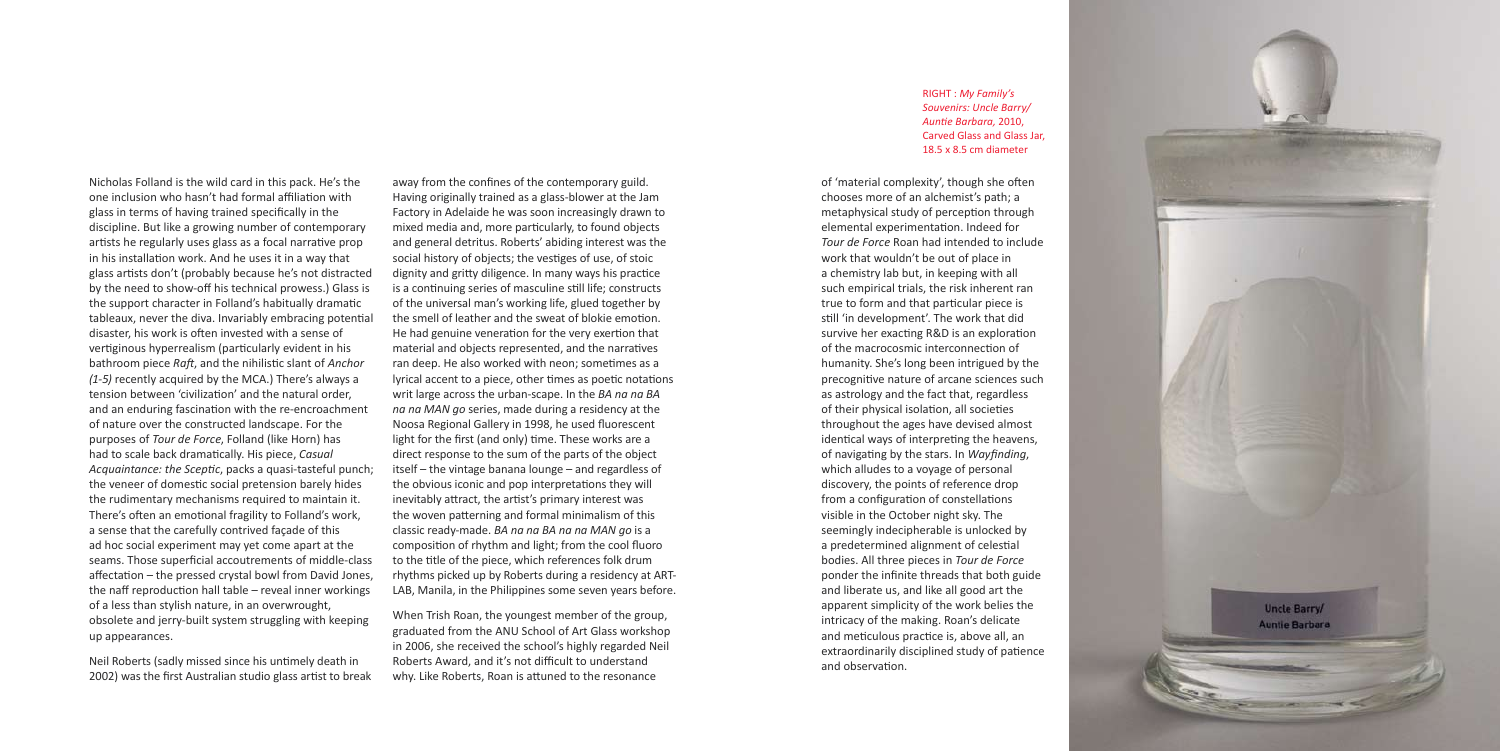Nicholas Folland is the wild card in this pack. He's the one inclusion who hasn't had formal affiliation with glass in terms of having trained specifically in the discipline. But like a growing number of contemporary artists he regularly uses glass as a focal narrative prop in his installation work. And he uses it in a way that glass artists don't (probably because he's not distracted by the need to show-off his technical prowess.) Glass is the support character in Folland's habitually dramatic tableaux, never the diva. Invariably embracing potential disaster, his work is often invested with a sense of vertiginous hyperrealism (particularly evident in his bathroom piece *Raft*, and the nihilistic slant of *Anchor (1-5)* recently acquired by the MCA.) There's always a tension between 'civilization' and the natural order, and an enduring fascination with the re-encroachment of nature over the constructed landscape. For the purposes of *Tour de Force*, Folland (like Horn) has had to scale back dramatically. His piece, *Casual Acquaintance: the Sceptic*, packs a quasi-tasteful punch; the veneer of domestic social pretension barely hides the rudimentary mechanisms required to maintain it. There's often an emotional fragility to Folland's work, a sense that the carefully contrived façade of this ad hoc social experiment may yet come apart at the seams. Those superficial accoutrements of middle-class affectation – the pressed crystal bowl from David Jones, the naff reproduction hall table – reveal inner workings of a less than stylish nature, in an overwrought, obsolete and jerry-built system struggling with keeping up appearances.

Neil Roberts (sadly missed since his untimely death in 2002) was the first Australian studio glass artist to break away from the confines of the contemporary guild. Having originally trained as a glass-blower at the Jam Factory in Adelaide he was soon increasingly drawn to mixed media and, more particularly, to found objects and general detritus. Roberts' abiding interest was the social history of objects; the vestiges of use, of stoic dignity and gritty diligence. In many ways his practice is a continuing series of masculine still life; constructs of the universal man's working life, glued together by the smell of leather and the sweat of blokie emotion. He had genuine veneration for the very exertion that material and objects represented, and the narratives ran deep. He also worked with neon; sometimes as a lyrical accent to a piece, other times as poetic notations writ large across the urban-scape. In the *BA na na BA na na MAN go* series, made during a residency at the Noosa Regional Gallery in 1998, he used fluorescent light for the first (and only) time. These works are a direct response to the sum of the parts of the object itself – the vintage banana lounge – and regardless of the obvious iconic and pop interpretations they will inevitably attract, the artist's primary interest was the woven patterning and formal minimalism of this classic ready-made. *BA na na BA na na MAN go* is a composition of rhythm and light; from the cool fluoro to the title of the piece, which references folk drum rhythms picked up by Roberts during a residency at ART-LAB, Manila, in the Philippines some seven years before.

When Trish Roan, the youngest member of the group, graduated from the ANU School of Art Glass workshop in 2006, she received the school's highly regarded Neil Roberts Award, and it's not difficult to understand why. Like Roberts, Roan is attuned to the resonance of 'material complexity', though she often chooses more of an alchemist's path; a metaphysical study of perception through elemental experimentation. Indeed for *Tour de Force* Roan had intended to include work that wouldn't be out of place in a chemistry lab but, in keeping with all such empirical trials, the risk inherent ran true to form and that particular piece is still 'in development'. The work that did survive her exacting R&D is an exploration of the macrocosmic interconnection of humanity. She's long been intrigued by the precognitive nature of arcane sciences such as astrology and the fact that, regardless of their physical isolation, all societies throughout the ages have devised almost identical ways of interpreting the heavens, of navigating by the stars. In *Wayfinding*, which alludes to a voyage of personal discovery, the points of reference drop from a configuration of constellations visible in the October night sky. The seemingly indecipherable is unlocked by a predetermined alignment of celestial bodies. All three pieces in *Tour de Force* ponder the infinite threads that both guide and liberate us, and like all good art the apparent simplicity of the work belies the intricacy of the making. Roan's delicate and meticulous practice is, above all, an extraordinarily disciplined study of patience and observation.

RIGHT : *My Family's Souvenirs: Uncle Barry/ Auntie Barbara*, 2010, Carved Glass and Glass Jar, 18.5 x 8.5 cm diameter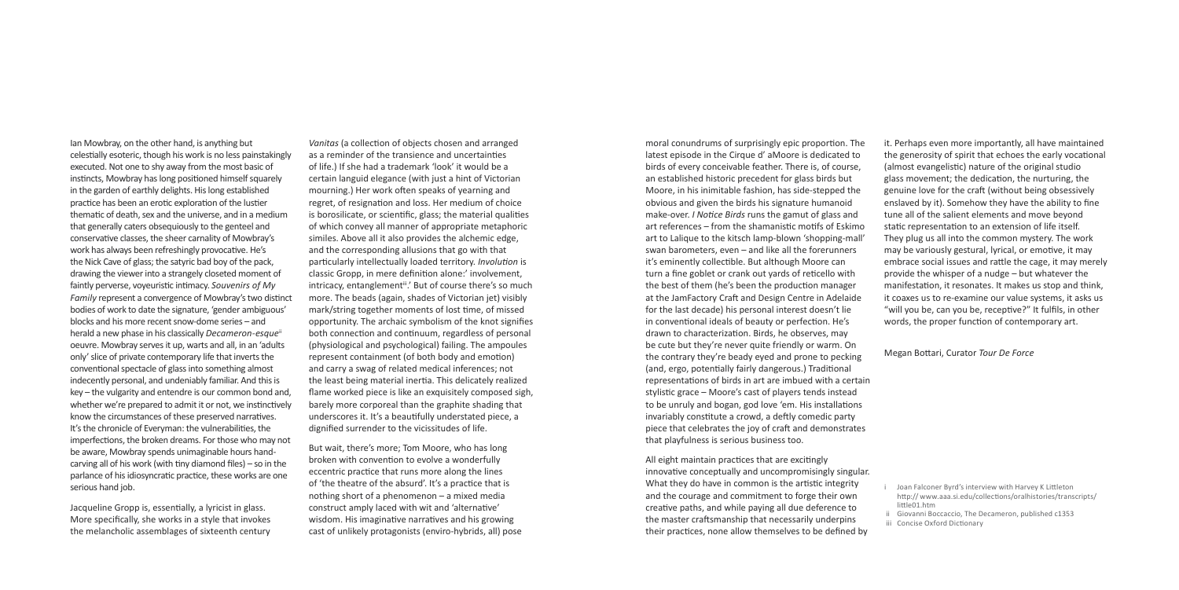Ian Mowbray, on the other hand, is anything but celestially esoteric, though his work is no less painstakingly executed. Not one to shy away from the most basic of instincts, Mowbray has long positioned himself squarely in the garden of earthly delights. His long established practice has been an erotic exploration of the lustier thematic of death, sex and the universe, and in a medium that generally caters obsequiously to the genteel and conservative classes, the sheer carnality of Mowbray's work has always been refreshingly provocative. He's the Nick Cave of glass; the satyric bad boy of the pack, drawing the viewer into a strangely closeted moment of faintly perverse, voyeuristic intimacy. *Souvenirs of My Family* represent a convergence of Mowbray's two distinct bodies of work to date the signature, 'gender ambiguous' blocks and his more recent snow-dome series – and herald a new phase in his classically *Decameron-esque*[ii] oeuvre. Mowbray serves it up, warts and all, in an 'adults only' slice of private contemporary life that inverts the conventional spectacle of glass into something almost indecently personal, and undeniably familiar. And this is key – the vulgarity and entendre is our common bond and, whether we're prepared to admit it or not, we instinctively know the circumstances of these preserved narratives. It's the chronicle of Everyman: the vulnerabilities, the imperfections, the broken dreams. For those who may not be aware, Mowbray spends unimaginable hours hand-carving all of his work (with tiny diamond files) – so in the parlance of his idiosyncratic practice, these works are one serious hand job.

Jacqueline Gropp is, essentially, a lyricist in glass. More specifically, she works in a style that invokes the melancholic assemblages of sixteenth century *Vanitas* (a collection of objects chosen and arranged as a reminder of the transience and uncertainties of life.) If she had a trademark 'look' it would be a certain languid elegance (with just a hint of Victorian mourning.) Her work often speaks of yearning and regret, of resignation and loss. Her medium of choice is borosilicate, or scientific, glass; the material qualities of which convey all manner of appropriate metaphoric similes. Above all it also provides the alchemic edge, and the corresponding allusions that go with that particularly intellectually loaded territory. *Involution* is classic Gropp, in mere definition alone:' involvement, intricacy, entanglement[iii].' But of course there's so much more. The beads (again, shades of Victorian jet) visibly mark/string together moments of lost time, of missed opportunity. The archaic symbolism of the knot signifies both connection and continuum, regardless of personal (physiological and psychological) failing. The ampoules represent containment (of both body and emotion) and carry a swag of related medical inferences; not the least being material inertia. This delicately realized flame worked piece is like an exquisitely composed sigh, barely more corporeal than the graphite shading that underscores it. It's a beautifully understated piece, a dignified surrender to the vicissitudes of life.

But wait, there's more; Tom Moore, who has long broken with convention to evolve a wonderfully eccentric practice that runs more along the lines of 'the theatre of the absurd'. It's a practice that is nothing short of a phenomenon – a mixed media construct amply laced with wit and 'alternative' wisdom. His imaginative narratives and his growing cast of unlikely protagonists (enviro-hybrids, all) pose moral conundrums of surprisingly epic proportion. The latest episode in the Cirque d' aMoore is dedicated to birds of every conceivable feather. There is, of course, an established historic precedent for glass birds but Moore, in his inimitable fashion, has side-stepped the obvious and given the birds his signature humanoid make-over. *I Notice Birds* runs the gamut of glass and art references – from the shamanistic motifs of Eskimo art to Lalique to the kitsch lamp-blown 'shopping-mall' swan barometers, even – and like all the forerunners it's eminently collectible. But although Moore can turn a fine goblet or crank out yards of reticello with the best of them (he's been the production manager at the JamFactory Craft and Design Centre in Adelaide for the last decade) his personal interest doesn't lie in conventional ideals of beauty or perfection. He's drawn to characterization. Birds, he observes, may be cute but they're never quite friendly or warm. On the contrary they're beady eyed and prone to pecking (and, ergo, potentially fairly dangerous.) Traditional representations of birds in art are imbued with a certain stylistic grace – Moore's cast of players tends instead to be unruly and bogan, god love 'em. His installations invariably constitute a crowd, a deftly comedic party piece that celebrates the joy of craft and demonstrates that playfulness is serious business too.

All eight maintain practices that are excitingly innovative conceptually and uncompromisingly singular. What they do have in common is the artistic integrity and the courage and commitment to forge their own creative paths, and while paying all due deference to the master craftsmanship that necessarily underpins their practices, none allow themselves to be defined by it. Perhaps even more importantly, all have maintained the generosity of spirit that echoes the early vocational (almost evangelistic) nature of the original studio glass movement; the dedication, the nurturing, the genuine love for the craft (without being obsessively enslaved by it). Somehow they have the ability to fine tune all of the salient elements and move beyond static representation to an extension of life itself. They plug us all into the common mystery. The work may be variously gestural, lyrical, or emotive, it may embrace social issues and rattle the cage, it may merely provide the whisper of a nudge – but whatever the manifestation, it resonates. It makes us stop and think, it coaxes us to re-examine our value systems, it asks us "will you be, can you be, receptive?" It fulfils, in other words, the proper function of contemporary art.

Megan Bottari, Curator *Tour De Force*

i Joan Falconer Byrd's interview with Harvey K Littleton http:// www.aaa.si.edu/collections/oralhistories/transcripts/little01.htm

ii Giovanni Boccaccio, The Decameron, published c1353

iii Concise Oxford Dictionary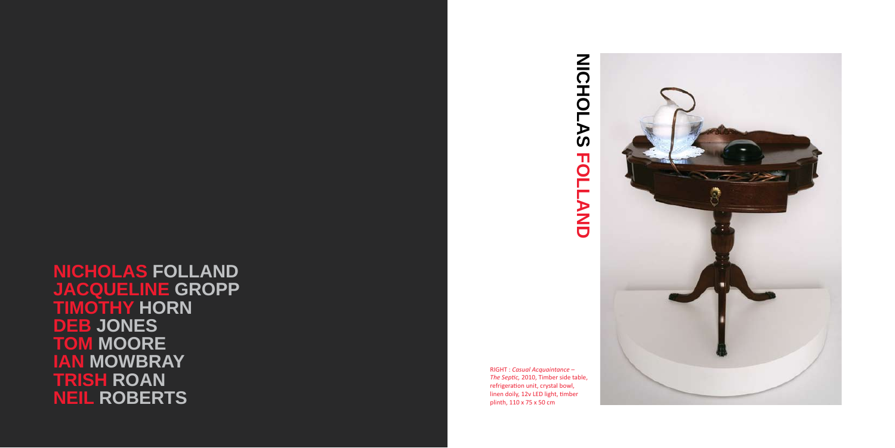**NICHOLAS FOLLAND**
**JACQUELINE GROPP**
**TIMOTHY HORN**
**DEB JONES**
**TOM MOORE**
**IAN MOWBRAY**
**TRISH ROAN**
**NEIL ROBERTS**

# NICHOLAS FOLLAND

RIGHT : *Casual Acquaintance – The Septic,* 2010, Timber side table, refrigeration unit, crystal bowl, linen doily, 12v LED light, timber plinth, 110 x 75 x 50 cm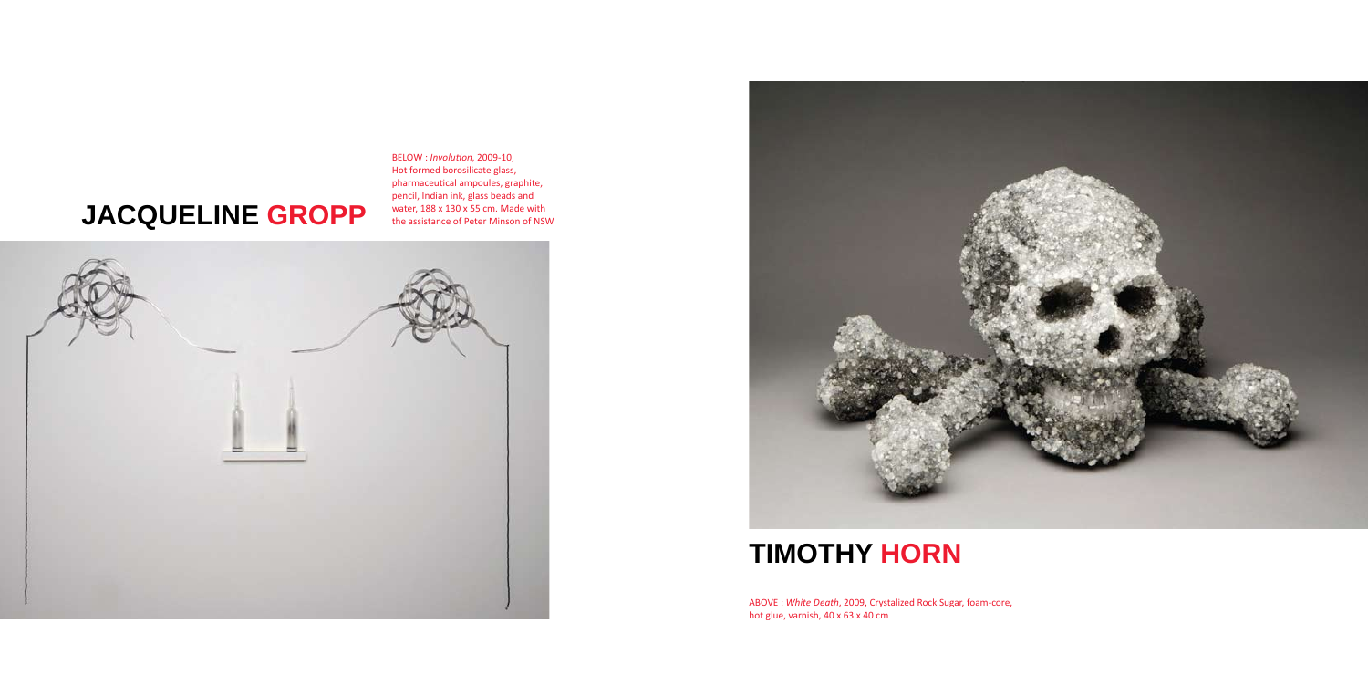# JACQUELINE GROPP

BELOW : *Involution*, 2009-10, Hot formed borosilicate glass, pharmaceutical ampoules, graphite, pencil, Indian ink, glass beads and water, 188 x 130 x 55 cm. Made with the assistance of Peter Minson of NSW

# TIMOTHY HORN

ABOVE : *White Death*, 2009, Crystalized Rock Sugar, foam-core, hot glue, varnish, 40 x 63 x 40 cm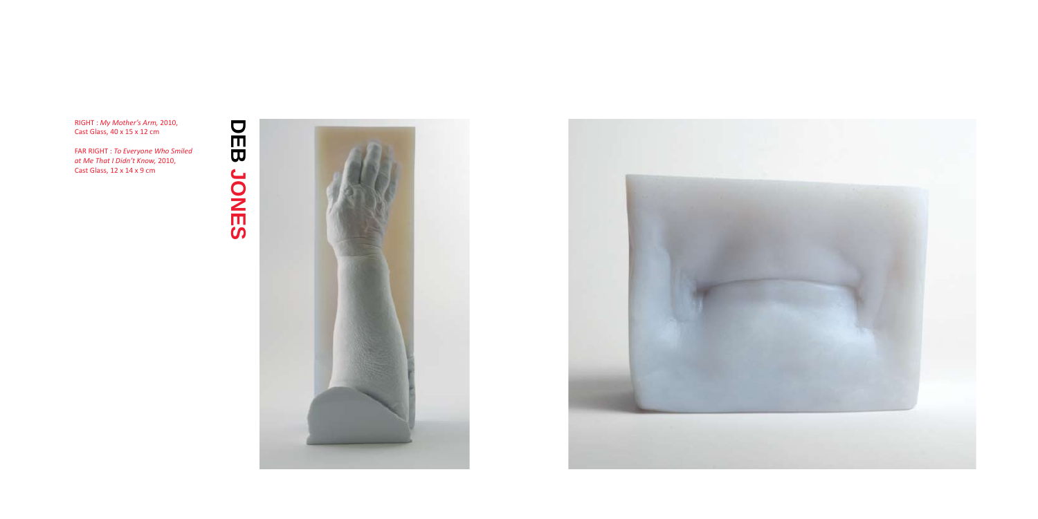RIGHT : *My Mother's Arm,* 2010,
Cast Glass, 40 x 15 x 12 cm

FAR RIGHT : *To Everyone Who Smiled at Me That I Didn't Know,* 2010,
Cast Glass, 12 x 14 x 9 cm

# DEB JONES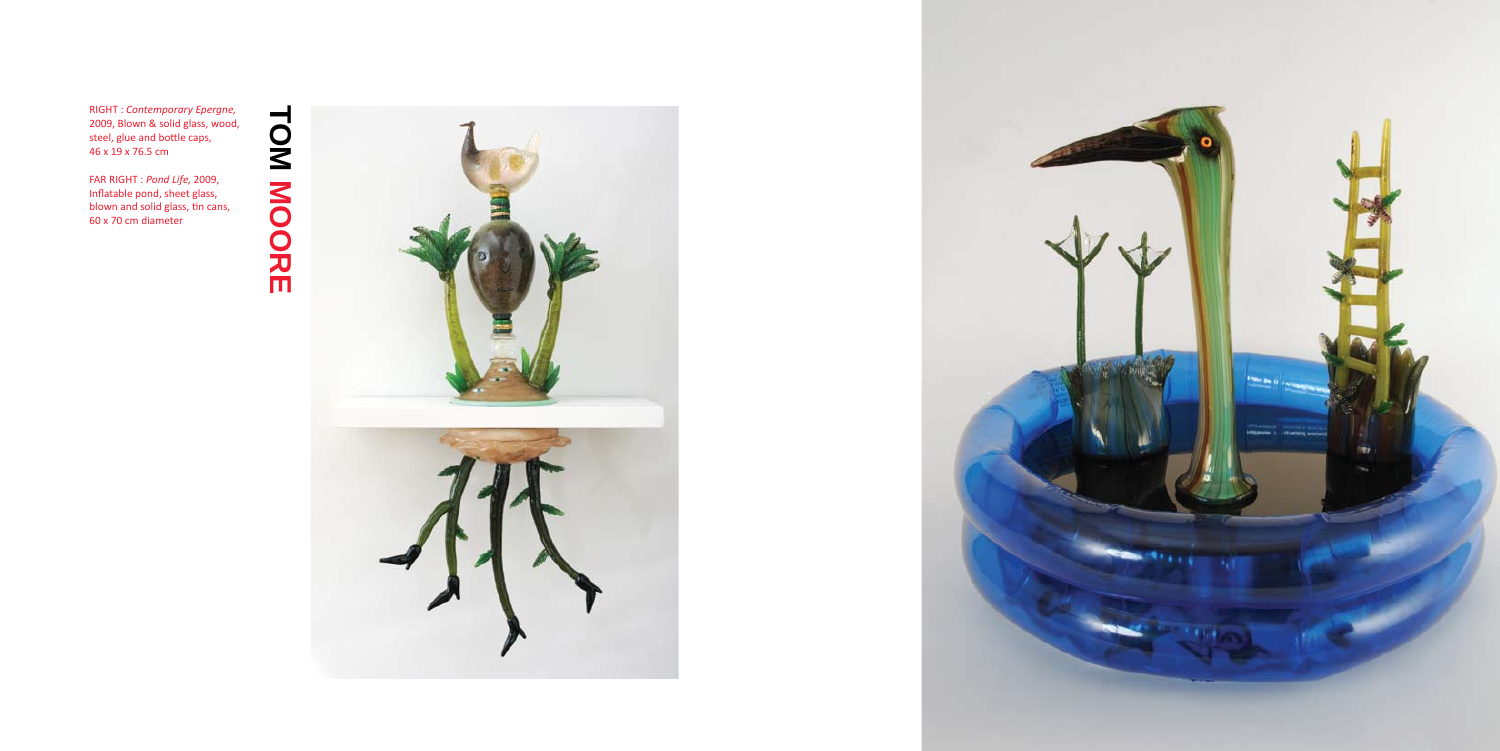# TOM MOORE

RIGHT : *Contemporary Epergne*, 2009, Blown & solid glass, wood, steel, glue and bottle caps, 46 x 19 x 76.5 cm

FAR RIGHT : *Pond Life*, 2009, Inflatable pond, sheet glass, blown and solid glass, tin cans, 60 x 70 cm diameter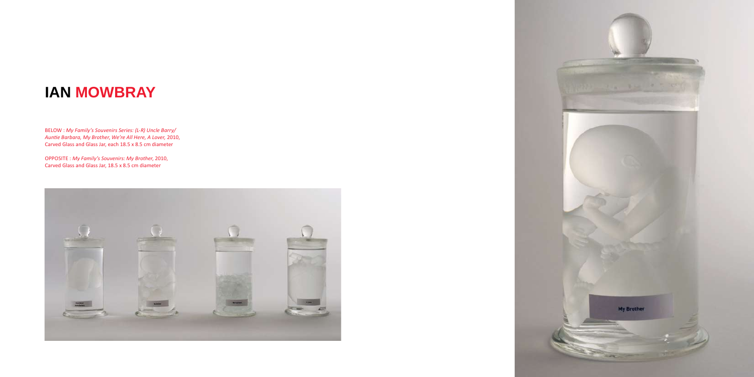# IAN MOWBRAY

BELOW : *My Family's Souvenirs Series: (L-R) Uncle Barry/ Auntie Barbara, My Brother, We're All Here, A Lover,* 2010, Carved Glass and Glass Jar, each 18.5 x 8.5 cm diameter

OPPOSITE : *My Family's Souvenirs: My Brother,* 2010, Carved Glass and Glass Jar, 18.5 x 8.5 cm diameter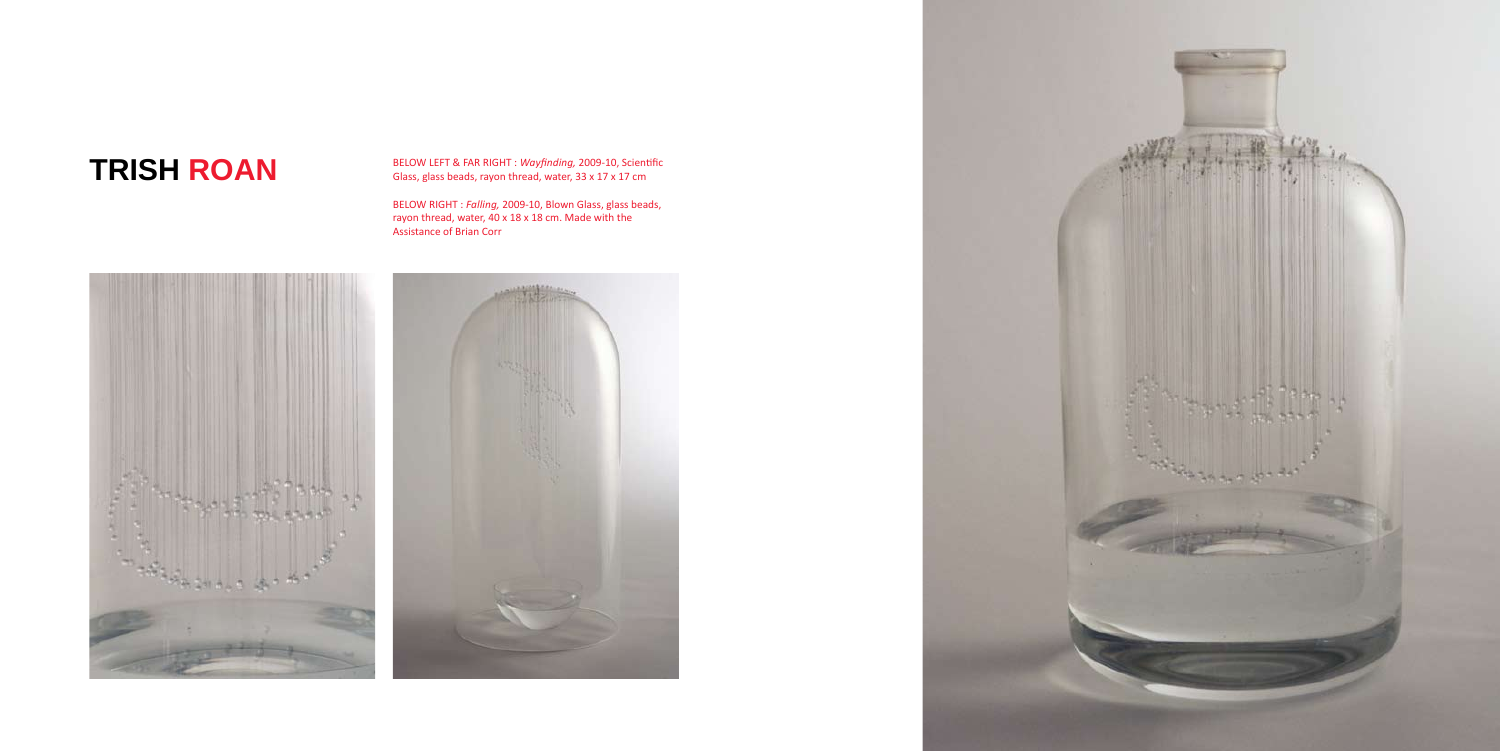# TRISH **ROAN**

BELOW LEFT & FAR RIGHT : *Wayfinding*, 2009-10, Scientific Glass, glass beads, rayon thread, water, 33 x 17 x 17 cm

BELOW RIGHT : *Falling*, 2009-10, Blown Glass, glass beads, rayon thread, water, 40 x 18 x 18 cm. Made with the Assistance of Brian Corr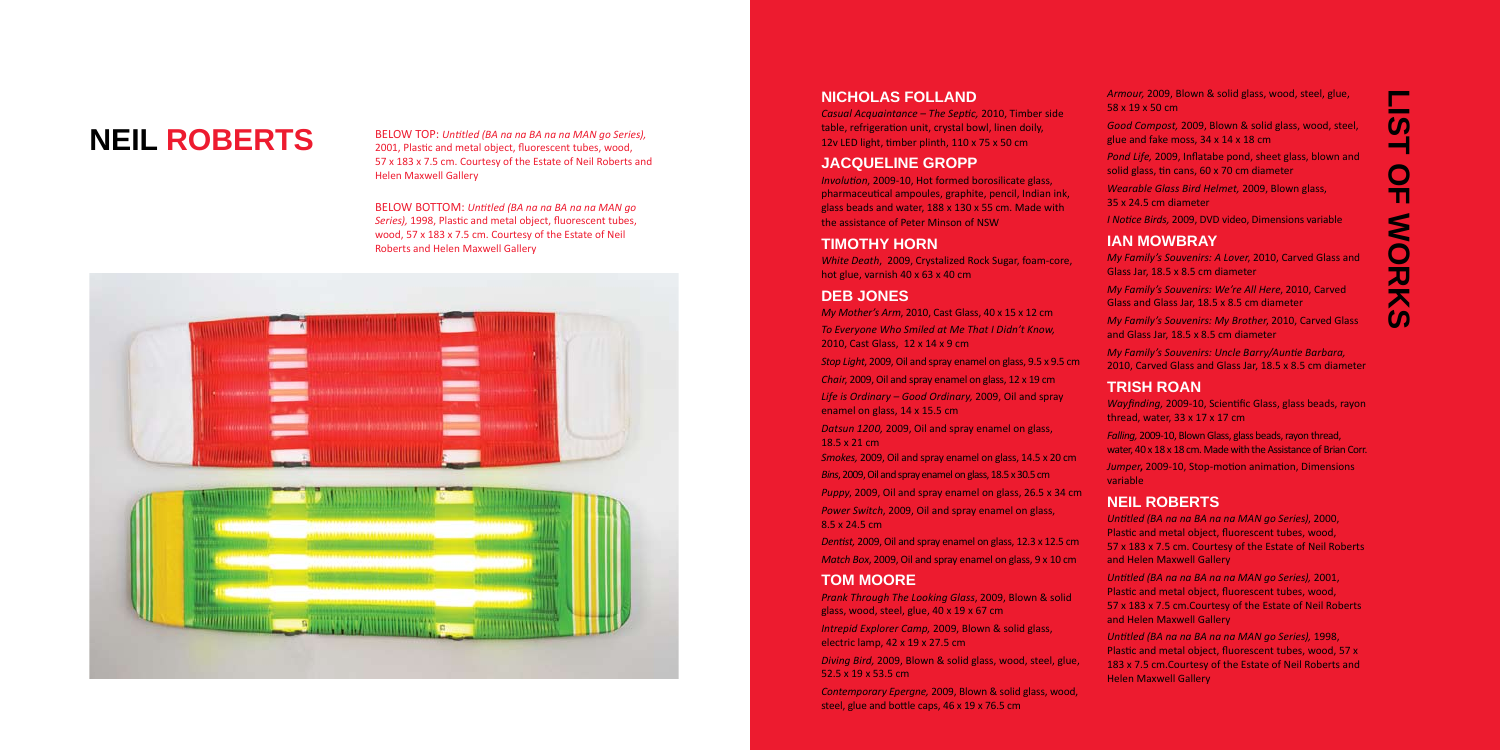# NEIL ROBERTS

BELOW TOP: *Untitled (BA na na BA na na MAN go Series)*, 2001, Plastic and metal object, fluorescent tubes, wood, 57 x 183 x 7.5 cm. Courtesy of the Estate of Neil Roberts and Helen Maxwell Gallery

BELOW BOTTOM: *Untitled (BA na na BA na na MAN go Series)*, 1998, Plastic and metal object, fluorescent tubes, wood, 57 x 183 x 7.5 cm. Courtesy of the Estate of Neil Roberts and Helen Maxwell Gallery

# LIST OF WORKS

## NICHOLAS FOLLAND

*Casual Acquaintance – The Septic*, 2010, Timber side table, refrigeration unit, crystal bowl, linen doily, 12v LED light, timber plinth, 110 x 75 x 50 cm

## JACQUELINE GROPP

*Involution*, 2009-10, Hot formed borosilicate glass, pharmaceutical ampoules, graphite, pencil, Indian ink, glass beads and water, 188 x 130 x 55 cm. Made with the assistance of Peter Minson of NSW

## TIMOTHY HORN

*White Death*, 2009, Crystalized Rock Sugar, foam-core, hot glue, varnish 40 x 63 x 40 cm

## DEB JONES

*My Mother's Arm*, 2010, Cast Glass, 40 x 15 x 12 cm

*To Everyone Who Smiled at Me That I Didn't Know*, 2010, Cast Glass, 12 x 14 x 9 cm

*Stop Light*, 2009, Oil and spray enamel on glass, 9.5 x 9.5 cm

*Chair*, 2009, Oil and spray enamel on glass, 12 x 19 cm

*Life is Ordinary – Good Ordinary*, 2009, Oil and spray enamel on glass, 14 x 15.5 cm

*Datsun 1200*, 2009, Oil and spray enamel on glass, 18.5 x 21 cm

*Smokes*, 2009, Oil and spray enamel on glass, 14.5 x 20 cm

*Bins*, 2009, Oil and spray enamel on glass, 18.5 x 30.5 cm

*Puppy*, 2009, Oil and spray enamel on glass, 26.5 x 34 cm

*Power Switch*, 2009, Oil and spray enamel on glass, 8.5 x 24.5 cm

*Dentist*, 2009, Oil and spray enamel on glass, 12.3 x 12.5 cm

*Match Box*, 2009, Oil and spray enamel on glass, 9 x 10 cm

## TOM MOORE

*Prank Through The Looking Glass*, 2009, Blown & solid glass, wood, steel, glue, 40 x 19 x 67 cm

*Intrepid Explorer Camp*, 2009, Blown & solid glass, electric lamp, 42 x 19 x 27.5 cm

*Diving Bird*, 2009, Blown & solid glass, wood, steel, glue, 52.5 x 19 x 53.5 cm

*Contemporary Epergne*, 2009, Blown & solid glass, wood, steel, glue and bottle caps, 46 x 19 x 76.5 cm

*Armour*, 2009, Blown & solid glass, wood, steel, glue, 58 x 19 x 50 cm

*Good Compost*, 2009, Blown & solid glass, wood, steel, glue and fake moss, 34 x 14 x 18 cm

*Pond Life*, 2009, Inflatabe pond, sheet glass, blown and solid glass, tin cans, 60 x 70 cm diameter

*Wearable Glass Bird Helmet*, 2009, Blown glass, 35 x 24.5 cm diameter

*I Notice Birds*, 2009, DVD video, Dimensions variable

## IAN MOWBRAY

*My Family's Souvenirs: A Lover*, 2010, Carved Glass and Glass Jar, 18.5 x 8.5 cm diameter

*My Family's Souvenirs: We're All Here*, 2010, Carved Glass and Glass Jar, 18.5 x 8.5 cm diameter

*My Family's Souvenirs: My Brother*, 2010, Carved Glass and Glass Jar, 18.5 x 8.5 cm diameter

*My Family's Souvenirs: Uncle Barry/Auntie Barbara*, 2010, Carved Glass and Glass Jar, 18.5 x 8.5 cm diameter

## TRISH ROAN

*Wayfinding*, 2009-10, Scientific Glass, glass beads, rayon thread, water, 33 x 17 x 17 cm

*Falling*, 2009-10, Blown Glass, glass beads, rayon thread, water, 40 x 18 x 18 cm. Made with the Assistance of Brian Corr.

*Jumper*, 2009-10, Stop-motion animation, Dimensions variable

## NEIL ROBERTS

*Untitled (BA na na BA na na MAN go Series)*, 2000, Plastic and metal object, fluorescent tubes, wood, 57 x 183 x 7.5 cm. Courtesy of the Estate of Neil Roberts and Helen Maxwell Gallery

*Untitled (BA na na BA na na MAN go Series)*, 2001, Plastic and metal object, fluorescent tubes, wood, 57 x 183 x 7.5 cm.Courtesy of the Estate of Neil Roberts and Helen Maxwell Gallery

*Untitled (BA na na BA na na MAN go Series)*, 1998, Plastic and metal object, fluorescent tubes, wood, 57 x 183 x 7.5 cm.Courtesy of the Estate of Neil Roberts and Helen Maxwell Gallery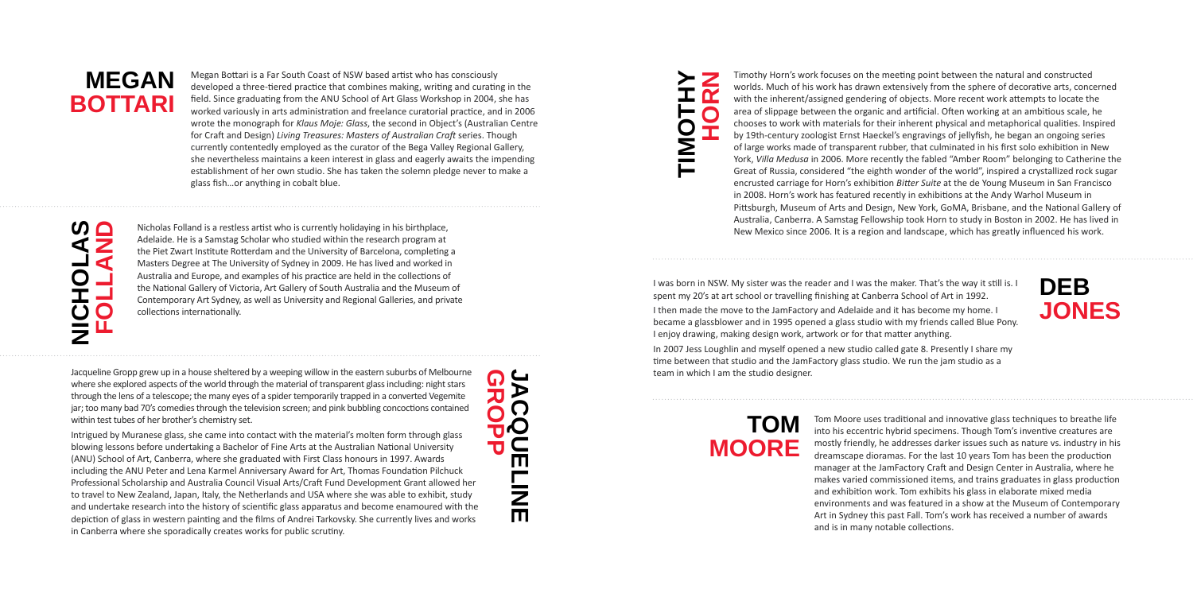## MEGAN BOTTARI

Megan Bottari is a Far South Coast of NSW based artist who has consciously developed a three-tiered practice that combines making, writing and curating in the field. Since graduating from the ANU School of Art Glass Workshop in 2004, she has worked variously in arts administration and freelance curatorial practice, and in 2006 wrote the monograph for *Klaus Moje: Glass*, the second in Object's (Australian Centre for Craft and Design) *Living Treasures: Masters of Australian Craft* series. Though currently contentedly employed as the curator of the Bega Valley Regional Gallery, she nevertheless maintains a keen interest in glass and eagerly awaits the impending establishment of her own studio. She has taken the solemn pledge never to make a glass fish…or anything in cobalt blue.

## NICHOLAS FOLLAND

Nicholas Folland is a restless artist who is currently holidaying in his birthplace, Adelaide. He is a Samstag Scholar who studied within the research program at the Piet Zwart Institute Rotterdam and the University of Barcelona, completing a Masters Degree at The University of Sydney in 2009. He has lived and worked in Australia and Europe, and examples of his practice are held in the collections of the National Gallery of Victoria, Art Gallery of South Australia and the Museum of Contemporary Art Sydney, as well as University and Regional Galleries, and private collections internationally.

## JACQUELINE GROPP

Jacqueline Gropp grew up in a house sheltered by a weeping willow in the eastern suburbs of Melbourne where she explored aspects of the world through the material of transparent glass including: night stars through the lens of a telescope; the many eyes of a spider temporarily trapped in a converted Vegemite jar; too many bad 70's comedies through the television screen; and pink bubbling concoctions contained within test tubes of her brother's chemistry set.

Intrigued by Muranese glass, she came into contact with the material's molten form through glass blowing lessons before undertaking a Bachelor of Fine Arts at the Australian National University (ANU) School of Art, Canberra, where she graduated with First Class honours in 1997. Awards including the ANU Peter and Lena Karmel Anniversary Award for Art, Thomas Foundation Pilchuck Professional Scholarship and Australia Council Visual Arts/Craft Fund Development Grant allowed her to travel to New Zealand, Japan, Italy, the Netherlands and USA where she was able to exhibit, study and undertake research into the history of scientific glass apparatus and become enamoured with the depiction of glass in western painting and the films of Andrei Tarkovsky. She currently lives and works in Canberra where she sporadically creates works for public scrutiny.

## TIMOTHY HORN

Timothy Horn's work focuses on the meeting point between the natural and constructed worlds. Much of his work has drawn extensively from the sphere of decorative arts, concerned with the inherent/assigned gendering of objects. More recent work attempts to locate the area of slippage between the organic and artificial. Often working at an ambitious scale, he chooses to work with materials for their inherent physical and metaphorical qualities. Inspired by 19th-century zoologist Ernst Haeckel's engravings of jellyfish, he began an ongoing series of large works made of transparent rubber, that culminated in his first solo exhibition in New York, *Villa Medusa* in 2006. More recently the fabled "Amber Room" belonging to Catherine the Great of Russia, considered "the eighth wonder of the world", inspired a crystallized rock sugar encrusted carriage for Horn's exhibition *Bitter Suite* at the de Young Museum in San Francisco in 2008. Horn's work has featured recently in exhibitions at the Andy Warhol Museum in Pittsburgh, Museum of Arts and Design, New York, GoMA, Brisbane, and the National Gallery of Australia, Canberra. A Samstag Fellowship took Horn to study in Boston in 2002. He has lived in New Mexico since 2006. It is a region and landscape, which has greatly influenced his work.

## DEB JONES

I was born in NSW. My sister was the reader and I was the maker. That's the way it still is. I spent my 20's at art school or travelling finishing at Canberra School of Art in 1992.

I then made the move to the JamFactory and Adelaide and it has become my home. I became a glassblower and in 1995 opened a glass studio with my friends called Blue Pony. I enjoy drawing, making design work, artwork or for that matter anything.

In 2007 Jess Loughlin and myself opened a new studio called gate 8. Presently I share my time between that studio and the JamFactory glass studio. We run the jam studio as a team in which I am the studio designer.

## TOM MOORE

Tom Moore uses traditional and innovative glass techniques to breathe life into his eccentric hybrid specimens. Though Tom's inventive creatures are mostly friendly, he addresses darker issues such as nature vs. industry in his dreamscape dioramas. For the last 10 years Tom has been the production manager at the JamFactory Craft and Design Center in Australia, where he makes varied commissioned items, and trains graduates in glass production and exhibition work. Tom exhibits his glass in elaborate mixed media environments and was featured in a show at the Museum of Contemporary Art in Sydney this past Fall. Tom's work has received a number of awards and is in many notable collections.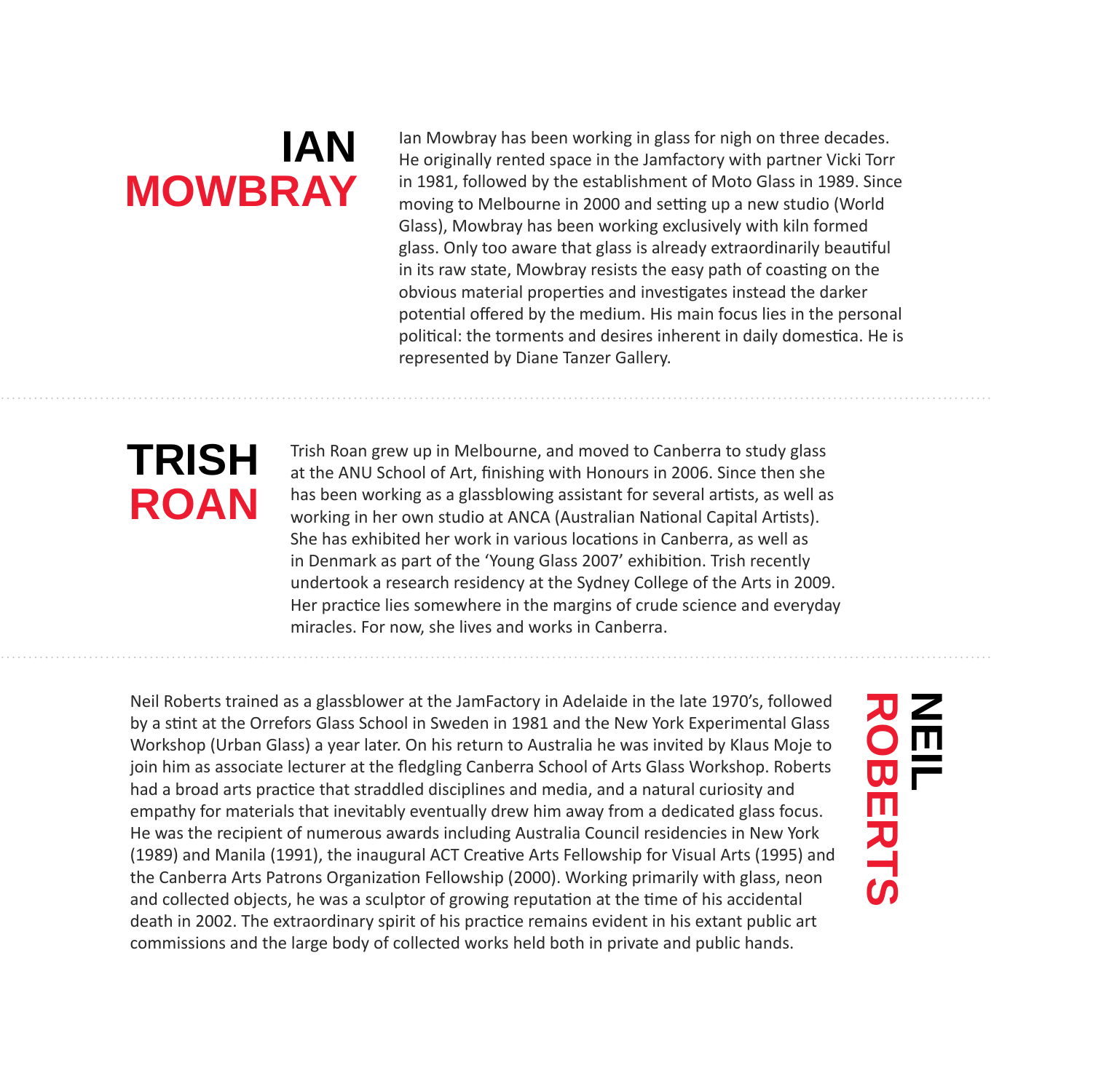## IAN MOWBRAY

Ian Mowbray has been working in glass for nigh on three decades. He originally rented space in the Jamfactory with partner Vicki Torr in 1981, followed by the establishment of Moto Glass in 1989. Since moving to Melbourne in 2000 and setting up a new studio (World Glass), Mowbray has been working exclusively with kiln formed glass. Only too aware that glass is already extraordinarily beautiful in its raw state, Mowbray resists the easy path of coasting on the obvious material properties and investigates instead the darker potential offered by the medium. His main focus lies in the personal political: the torments and desires inherent in daily domestica. He is represented by Diane Tanzer Gallery.

## TRISH ROAN

Trish Roan grew up in Melbourne, and moved to Canberra to study glass at the ANU School of Art, finishing with Honours in 2006. Since then she has been working as a glassblowing assistant for several artists, as well as working in her own studio at ANCA (Australian National Capital Artists). She has exhibited her work in various locations in Canberra, as well as in Denmark as part of the 'Young Glass 2007' exhibition. Trish recently undertook a research residency at the Sydney College of the Arts in 2009. Her practice lies somewhere in the margins of crude science and everyday miracles. For now, she lives and works in Canberra.

## NEIL ROBERTS

Neil Roberts trained as a glassblower at the JamFactory in Adelaide in the late 1970's, followed by a stint at the Orrefors Glass School in Sweden in 1981 and the New York Experimental Glass Workshop (Urban Glass) a year later. On his return to Australia he was invited by Klaus Moje to join him as associate lecturer at the fledgling Canberra School of Arts Glass Workshop. Roberts had a broad arts practice that straddled disciplines and media, and a natural curiosity and empathy for materials that inevitably eventually drew him away from a dedicated glass focus. He was the recipient of numerous awards including Australia Council residencies in New York (1989) and Manila (1991), the inaugural ACT Creative Arts Fellowship for Visual Arts (1995) and the Canberra Arts Patrons Organization Fellowship (2000). Working primarily with glass, neon and collected objects, he was a sculptor of growing reputation at the time of his accidental death in 2002. The extraordinary spirit of his practice remains evident in his extant public art commissions and the large body of collected works held both in private and public hands.